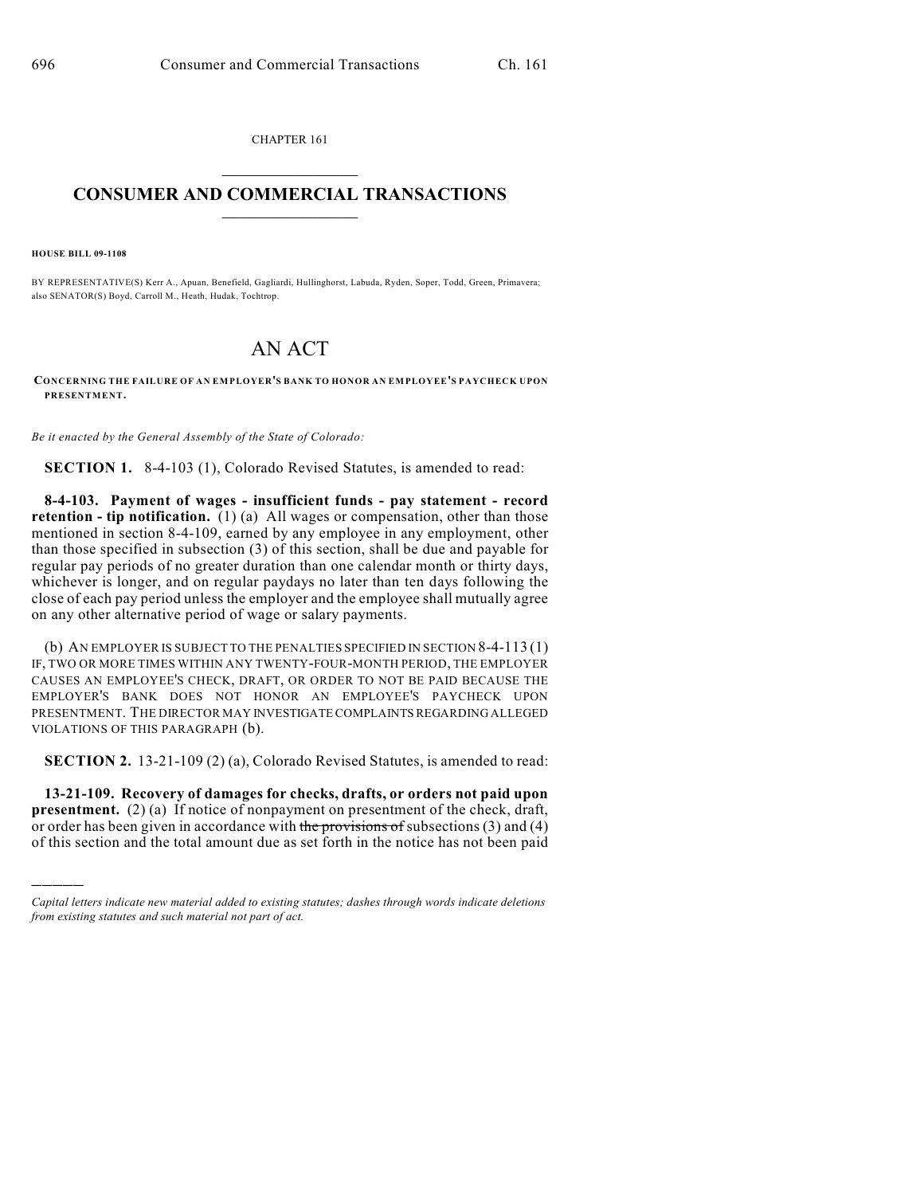CHAPTER 161

# CONSUMER AND COMMERCIAL TRANSACTIONS

**HOUSE BILL 09-1108**

BY REPRESENTATIVE(S) Kerr A., Apuan, Benefield, Gagliardi, Hullinghorst, Labuda, Ryden, Soper, Todd, Green, Primavera; also SENATOR(S) Boyd, Carroll M., Heath, Hudak, Tochtrop.

# AN ACT

**CONCERNING THE FAILURE OF AN EMPLOYER'S BANK TO HONOR AN EMPLOYEE'S PAYCHECK UPON PRESENTMENT.**

*Be it enacted by the General Assembly of the State of Colorado:*

**SECTION 1.** 8-4-103 (1), Colorado Revised Statutes, is amended to read:

**8-4-103. Payment of wages - insufficient funds - pay statement - record retention - tip notification.** (1) (a) All wages or compensation, other than those mentioned in section 8-4-109, earned by any employee in any employment, other than those specified in subsection (3) of this section, shall be due and payable for regular pay periods of no greater duration than one calendar month or thirty days, whichever is longer, and on regular paydays no later than ten days following the close of each pay period unless the employer and the employee shall mutually agree on any other alternative period of wage or salary payments.

(b) AN EMPLOYER IS SUBJECT TO THE PENALTIES SPECIFIED IN SECTION 8-4-113 (1) IF, TWO OR MORE TIMES WITHIN ANY TWENTY-FOUR-MONTH PERIOD, THE EMPLOYER CAUSES AN EMPLOYEE'S CHECK, DRAFT, OR ORDER TO NOT BE PAID BECAUSE THE EMPLOYER'S BANK DOES NOT HONOR AN EMPLOYEE'S PAYCHECK UPON PRESENTMENT. THE DIRECTOR MAY INVESTIGATE COMPLAINTS REGARDING ALLEGED VIOLATIONS OF THIS PARAGRAPH (b).

**SECTION 2.** 13-21-109 (2) (a), Colorado Revised Statutes, is amended to read:

**13-21-109. Recovery of damages for checks, drafts, or orders not paid upon presentment.** (2) (a) If notice of nonpayment on presentment of the check, draft, or order has been given in accordance with ~~the provisions of~~ subsections (3) and (4) of this section and the total amount due as set forth in the notice has not been paid

---

*Capital letters indicate new material added to existing statutes; dashes through words indicate deletions from existing statutes and such material not part of act.*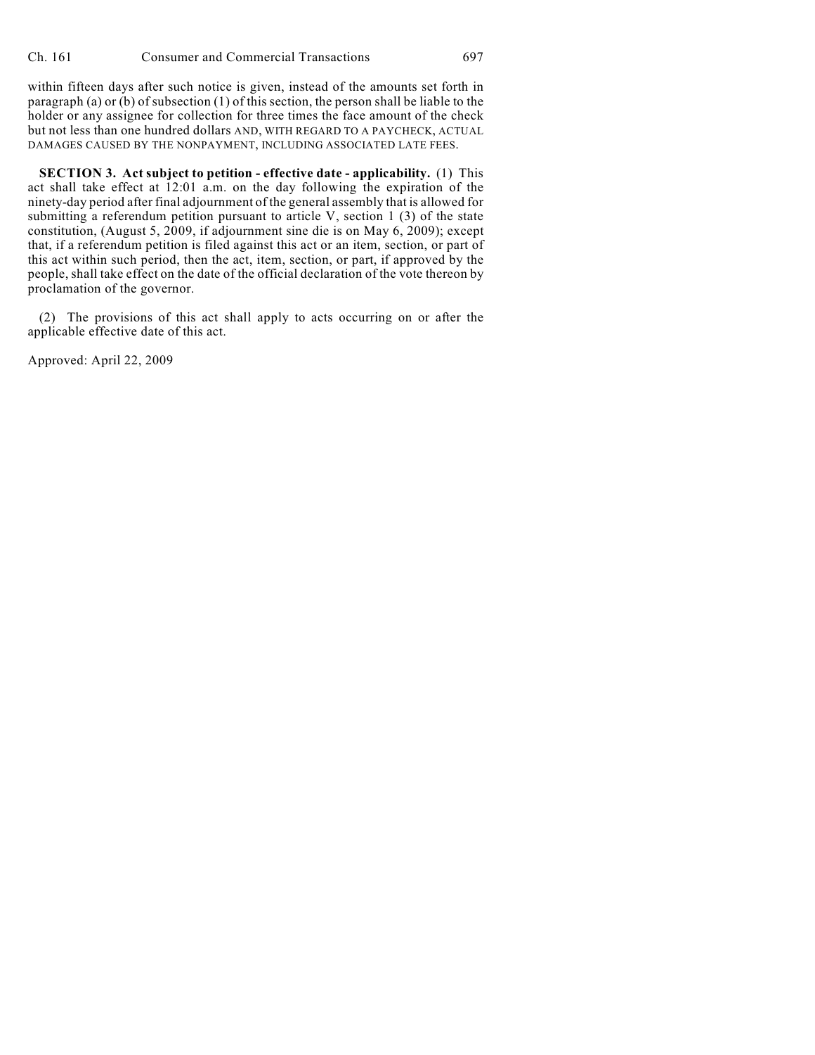within fifteen days after such notice is given, instead of the amounts set forth in paragraph (a) or (b) of subsection (1) of this section, the person shall be liable to the holder or any assignee for collection for three times the face amount of the check but not less than one hundred dollars AND, WITH REGARD TO A PAYCHECK, ACTUAL DAMAGES CAUSED BY THE NONPAYMENT, INCLUDING ASSOCIATED LATE FEES.

**SECTION 3. Act subject to petition - effective date - applicability.** (1) This act shall take effect at 12:01 a.m. on the day following the expiration of the ninety-day period after final adjournment of the general assembly that is allowed for submitting a referendum petition pursuant to article V, section 1 (3) of the state constitution, (August 5, 2009, if adjournment sine die is on May 6, 2009); except that, if a referendum petition is filed against this act or an item, section, or part of this act within such period, then the act, item, section, or part, if approved by the people, shall take effect on the date of the official declaration of the vote thereon by proclamation of the governor.

(2) The provisions of this act shall apply to acts occurring on or after the applicable effective date of this act.

Approved: April 22, 2009